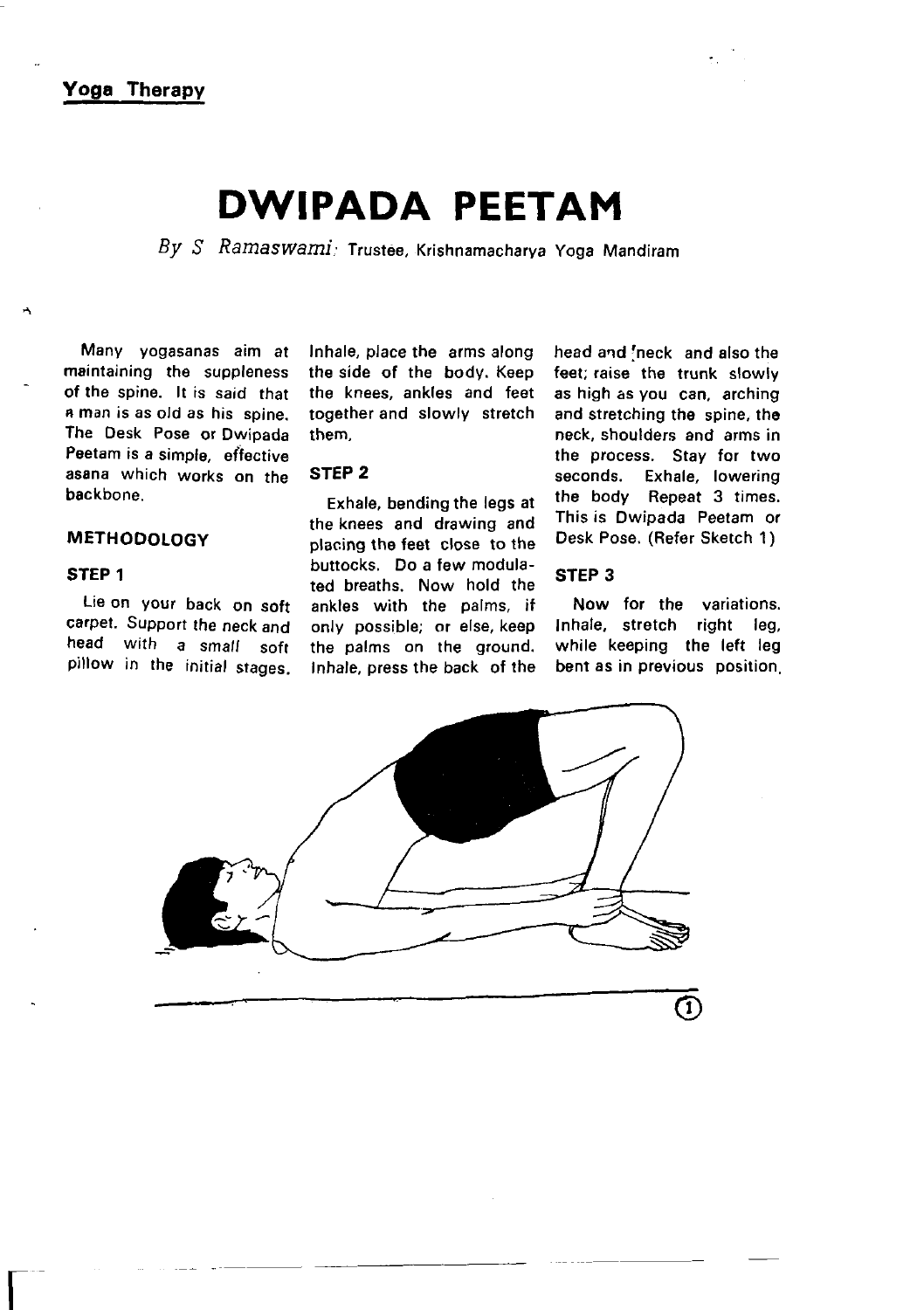**Yoga Therapy**

# DWIPADA PEETAM

*By S Ramaswami*: Trustee, Krishnamacharya Yoga Mandiram

Many yogasanas aim at maintaining the suppleness of the spine. It is said that a man is as old as his spine. The Desk Pose or Dwipada Peetam is a simple, effective asana which works on the backbone.

## METHODOLOGY

### STEP 1

Lie on your back on soft carpet. Support the neck and head with a *small* soft pillow in the initial stages. Inhale, place the arms along the side of the body. Keep the knees, ankles and feet together and slowly stretch them.

### STEP 2

Exhale, bending the legs at the knees and drawing and placing the feet close to the buttocks. Do a few modulated breaths. Now hold the ankles with the palms, if only possible; or else, keep the palms on the ground. Inhale, press the back of the head and neck and also the feet; raise the trunk slowly as high as you can, arching and stretching the spine, the neck, shoulders and arms in the process. Stay for two seconds. Exhale, lowering the body Repeat 3 times. This is Dwipada Peetam or Desk Pose. (Refer Sketch 1)

### STEP 3

Now for the variations. Inhale, stretch right leg, while keeping the left leg bent as in previous position,

①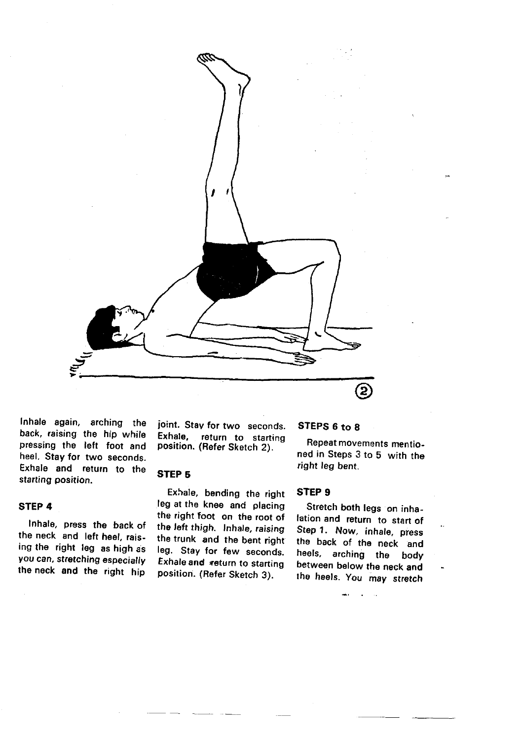Inhale again, arching the back, raising the hip while pressing the left foot and heel. Stay for two seconds. Exhale and return to the starting position.

### STEP 4

Inhale, press the back of the neck and left heel, raising the right leg as high as you can, stretching especially the neck and the right hip joint. Stay for two seconds. Exhale, return to starting position. (Refer Sketch 2).

### STEP 5

Exhale, bending the right leg at the knee and placing the right foot on the root of the left thigh. Inhale, raising the trunk and the bent right leg. Stay for few seconds. Exhale and return to starting position. (Refer Sketch 3).

### STEPS 6 to 8

Repeat movements mentioned in Steps 3 to 5 with the right leg bent.

### STEP 9

Stretch both legs on inhalation and return to start of Step 1. Now, inhale, press the back of the neck and heels, arching the body between below the neck and the heels. You may stretch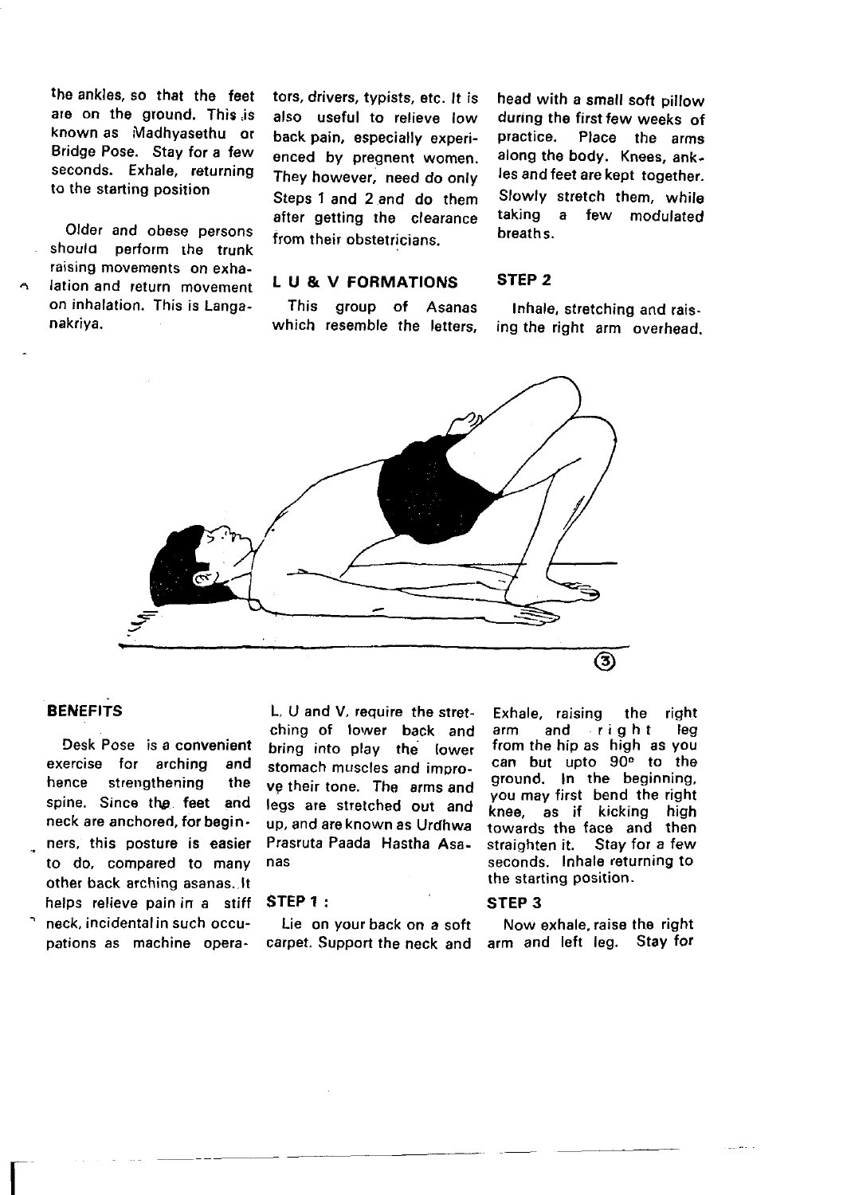the ankles, so that the feet are on the ground. This is known as Madhyasethu or Bridge Pose. Stay for a few seconds. Exhale, returning to the starting position

Older and obese persons should perform the trunk raising movements on exhalation and return movement on inhalation. This is Langanakriya.

tors, drivers, typists, etc. It is also useful to relieve low back pain, especially experienced by pregnant women. They however, need do only Steps 1 and 2 and do them after getting the clearance from their obstetricians.

## L U & V FORMATIONS

This group of Asanas which resemble the letters,

head with a small soft pillow during the first few weeks of practice. Place the arms along the body. Knees, ankles and feet are kept together. Slowly stretch them, while taking a few modulated breaths.

### STEP 2

Inhale, stretching and raising the right arm overhead.

③

### BENEFITS

Desk Pose is a convenient exercise for arching and hence strengthening the spine. Since the feet and neck are anchored, for beginners, this posture is easier to do, compared to many other back arching asanas. It helps relieve pain in a stiff neck, incidental in such occupations as machine opera-

L, U and V, require the stretching of lower back and bring into play the lower stomach muscles and improve their tone. The arms and legs are stretched out and up, and are known as Urdhwa Prasruta Paada Hastha Asanas

### STEP 1 :

Lie on your back on a soft carpet. Support the neck and

Exhale, raising the right arm and right leg from the hip as high as you can but upto 90° to the ground. In the beginning, you may first bend the right knee, as if kicking high towards the face and then straighten it. Stay for a few seconds. Inhale returning to the starting position.

### STEP 3

Now exhale, raise the right arm and left leg. Stay for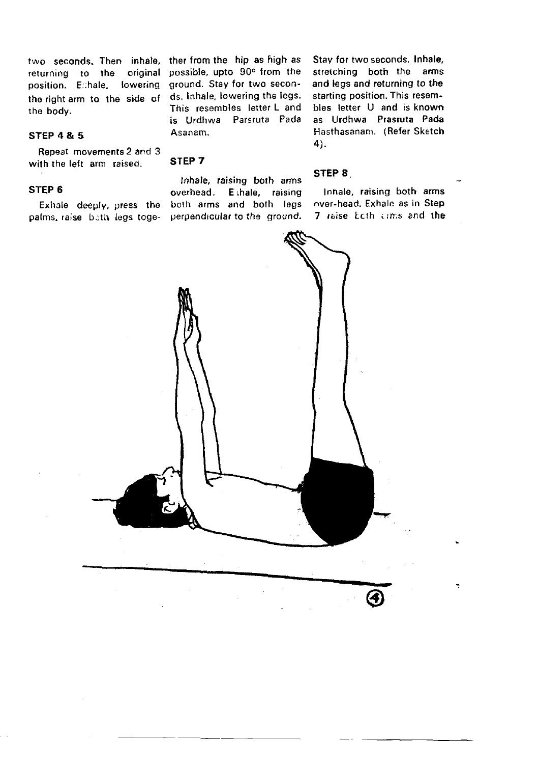two seconds. Then inhale, returning to the original position. Exhale, lowering the right arm to the side of the body.

### STEP 4 & 5

Repeat movements 2 and 3 with the left arm raised.

### STEP 6

Exhale deeply, press the palms, raise both legs together from the hip as high as possible, upto 90° from the ground. Stay for two seconds. Inhale, lowering the legs. This resembles letter L and is Urdhwa Parsruta Pada Asanam.

### STEP 7

*Inhale*, **raising both arms overhead. Exhale, raising both arms and both legs perpendicular to the ground.** Stay for two seconds. **Inhale, stretching both the arms and legs and returning to the starting position.** This resembles letter U and is known as Urdhwa **Prasruta Pada** Hasthasanam. (Refer Sketch 4).

### STEP 8

Innale, raising both arms over-head. Exhale as in Step 7 raise both arms and the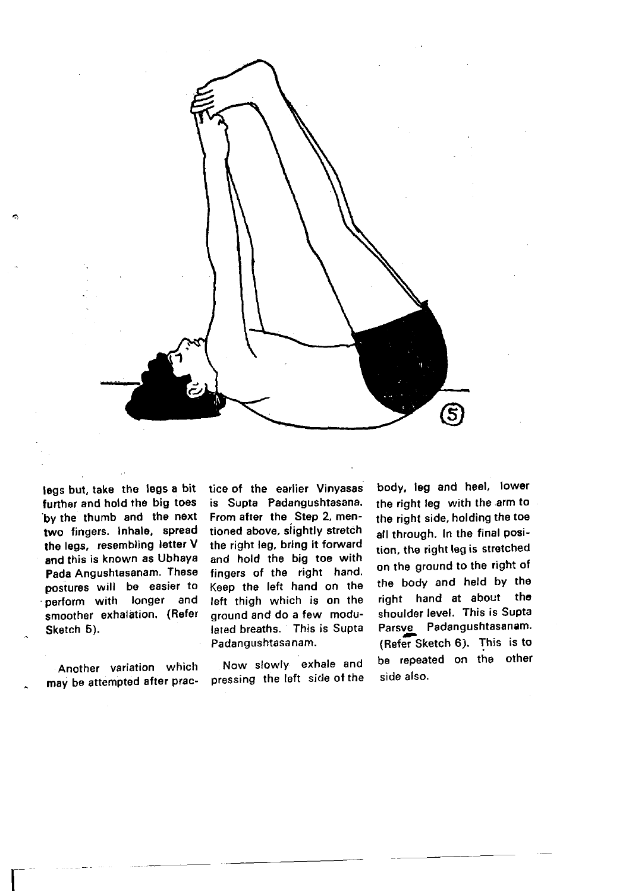legs but, take the legs a bit further and hold the big toes by the thumb and the next two fingers. Inhale, spread the legs, resembling letter V and this is known as Ubhaya Pada Angushtasanam. These postures will be easier to perform with longer and smoother exhalation. (Refer Sketch 5).

Another variation which may be attempted after practice of the earlier Vinyasas is Supta Padangushtasana. From after the Step 2, mentioned above, slightly stretch the right leg, bring it forward and hold the big toe with fingers of the right hand. Keep the left hand on the left thigh which is on the ground and do a few modulated breaths. This is Supta Padangushtasanam.

Now slowly exhale and pressing the left side of the body, leg and heel, lower the right leg with the arm to the right side, holding the toe all through. In the final position, the right leg is stretched on the ground to the right of the body and held by the right hand at about the shoulder level. This is Supta Parsve Padangushtasanam. (Refer Sketch 6). This is to be repeated on the other side also.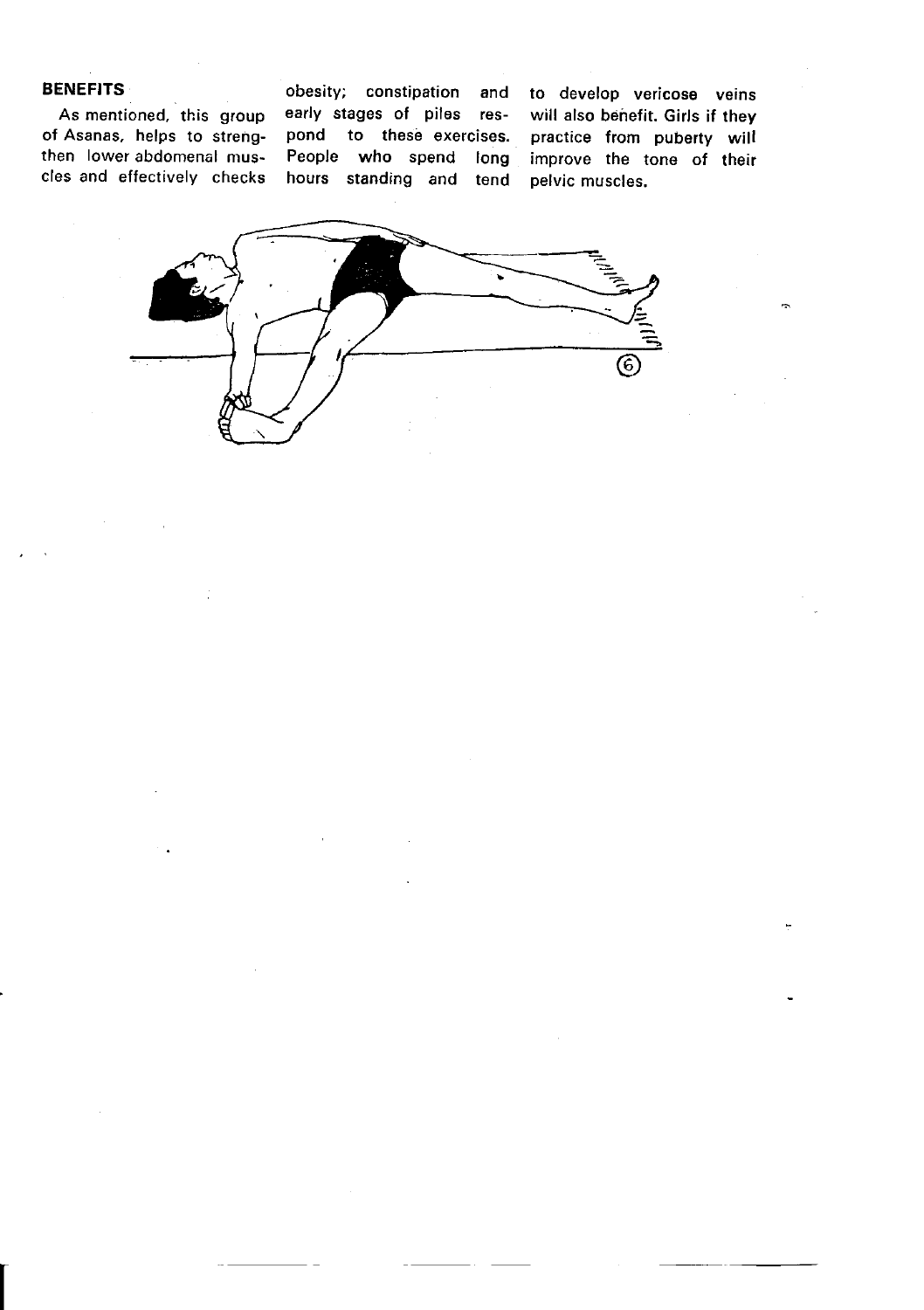**BENEFITS**

As mentioned, this group of Asanas, helps to strengthen lower abdomenal muscles and effectively checks obesity; constipation and early stages of piles respond to these exercises. People who spend long hours standing and tend to develop vericose veins will also benefit. Girls if they practice from puberty will improve the tone of their pelvic muscles.

⑥